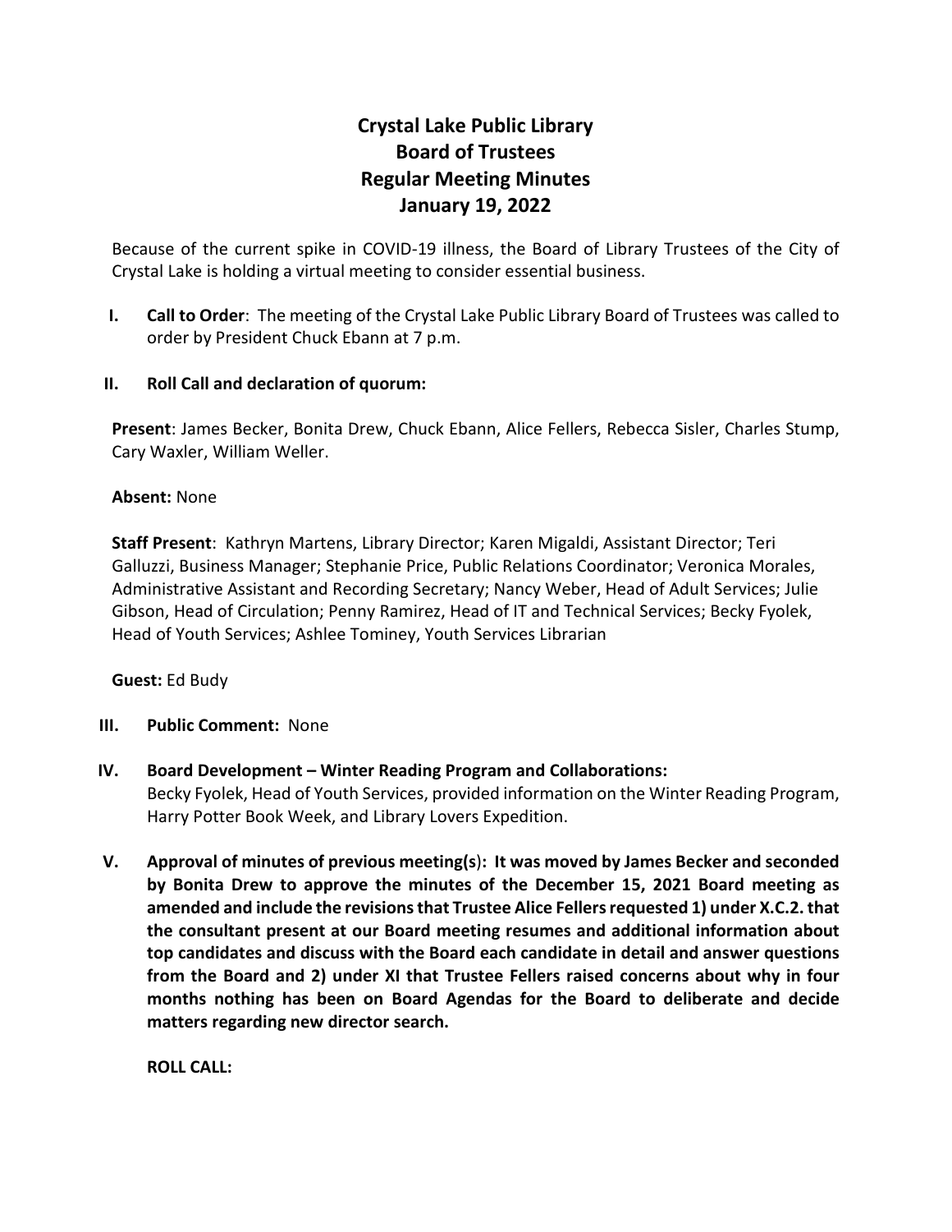# Crystal Lake Public Library
# Board of Trustees
# Regular Meeting Minutes
# January 19, 2022

Because of the current spike in COVID-19 illness, the Board of Library Trustees of the City of Crystal Lake is holding a virtual meeting to consider essential business.

**I. Call to Order**: The meeting of the Crystal Lake Public Library Board of Trustees was called to order by President Chuck Ebann at 7 p.m.

**II. Roll Call and declaration of quorum:**

**Present**: James Becker, Bonita Drew, Chuck Ebann, Alice Fellers, Rebecca Sisler, Charles Stump, Cary Waxler, William Weller.

**Absent:** None

**Staff Present**: Kathryn Martens, Library Director; Karen Migaldi, Assistant Director; Teri Galluzzi, Business Manager; Stephanie Price, Public Relations Coordinator; Veronica Morales, Administrative Assistant and Recording Secretary; Nancy Weber, Head of Adult Services; Julie Gibson, Head of Circulation; Penny Ramirez, Head of IT and Technical Services; Becky Fyolek, Head of Youth Services; Ashlee Tominey, Youth Services Librarian

**Guest:** Ed Budy

**III. Public Comment:** None

**IV. Board Development – Winter Reading Program and Collaborations:**
Becky Fyolek, Head of Youth Services, provided information on the Winter Reading Program, Harry Potter Book Week, and Library Lovers Expedition.

**V. Approval of minutes of previous meeting(s): It was moved by James Becker and seconded by Bonita Drew to approve the minutes of the December 15, 2021 Board meeting as amended and include the revisions that Trustee Alice Fellers requested 1) under X.C.2. that the consultant present at our Board meeting resumes and additional information about top candidates and discuss with the Board each candidate in detail and answer questions from the Board and 2) under XI that Trustee Fellers raised concerns about why in four months nothing has been on Board Agendas for the Board to deliberate and decide matters regarding new director search.**

**ROLL CALL:**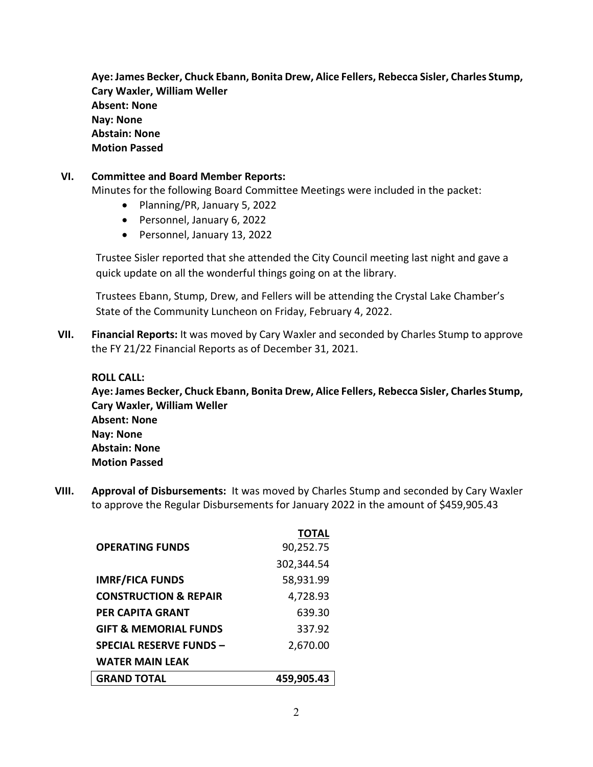**Aye: James Becker, Chuck Ebann, Bonita Drew, Alice Fellers, Rebecca Sisler, Charles Stump, Cary Waxler, William Weller**
**Absent: None**
**Nay: None**
**Abstain: None**
**Motion Passed**

**VI. Committee and Board Member Reports:**

Minutes for the following Board Committee Meetings were included in the packet:

- Planning/PR, January 5, 2022
- Personnel, January 6, 2022
- Personnel, January 13, 2022

Trustee Sisler reported that she attended the City Council meeting last night and gave a quick update on all the wonderful things going on at the library.

Trustees Ebann, Stump, Drew, and Fellers will be attending the Crystal Lake Chamber's State of the Community Luncheon on Friday, February 4, 2022.

**VII. Financial Reports:** It was moved by Cary Waxler and seconded by Charles Stump to approve the FY 21/22 Financial Reports as of December 31, 2021.

**ROLL CALL:**
**Aye: James Becker, Chuck Ebann, Bonita Drew, Alice Fellers, Rebecca Sisler, Charles Stump, Cary Waxler, William Weller**
**Absent: None**
**Nay: None**
**Abstain: None**
**Motion Passed**

**VIII. Approval of Disbursements:** It was moved by Charles Stump and seconded by Cary Waxler to approve the Regular Disbursements for January 2022 in the amount of $459,905.43

| | **TOTAL** |
|---|---|
| **OPERATING FUNDS** | 90,252.75 |
| | 302,344.54 |
| **IMRF/FICA FUNDS** | 58,931.99 |
| **CONSTRUCTION & REPAIR** | 4,728.93 |
| **PER CAPITA GRANT** | 639.30 |
| **GIFT & MEMORIAL FUNDS** | 337.92 |
| **SPECIAL RESERVE FUNDS – WATER MAIN LEAK** | 2,670.00 |
| **GRAND TOTAL** | **459,905.43** |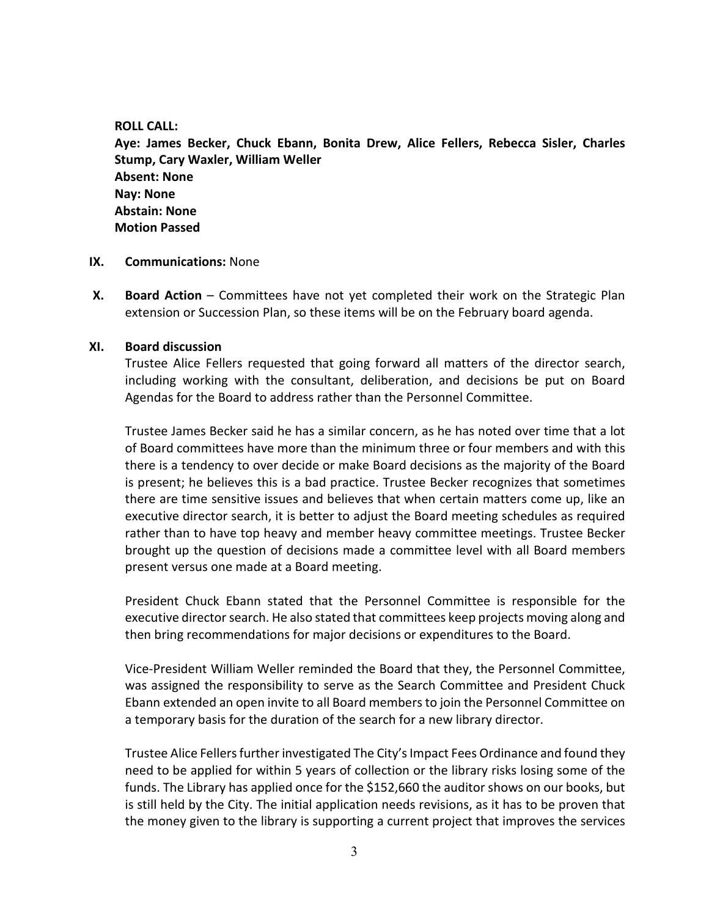**ROLL CALL:**
**Aye: James Becker, Chuck Ebann, Bonita Drew, Alice Fellers, Rebecca Sisler, Charles Stump, Cary Waxler, William Weller**
**Absent: None**
**Nay: None**
**Abstain: None**
**Motion Passed**

**IX. Communications:** None

**X. Board Action** – Committees have not yet completed their work on the Strategic Plan extension or Succession Plan, so these items will be on the February board agenda.

**XI. Board discussion**

Trustee Alice Fellers requested that going forward all matters of the director search, including working with the consultant, deliberation, and decisions be put on Board Agendas for the Board to address rather than the Personnel Committee.

Trustee James Becker said he has a similar concern, as he has noted over time that a lot of Board committees have more than the minimum three or four members and with this there is a tendency to over decide or make Board decisions as the majority of the Board is present; he believes this is a bad practice. Trustee Becker recognizes that sometimes there are time sensitive issues and believes that when certain matters come up, like an executive director search, it is better to adjust the Board meeting schedules as required rather than to have top heavy and member heavy committee meetings. Trustee Becker brought up the question of decisions made a committee level with all Board members present versus one made at a Board meeting.

President Chuck Ebann stated that the Personnel Committee is responsible for the executive director search. He also stated that committees keep projects moving along and then bring recommendations for major decisions or expenditures to the Board.

Vice-President William Weller reminded the Board that they, the Personnel Committee, was assigned the responsibility to serve as the Search Committee and President Chuck Ebann extended an open invite to all Board members to join the Personnel Committee on a temporary basis for the duration of the search for a new library director.

Trustee Alice Fellers further investigated The City's Impact Fees Ordinance and found they need to be applied for within 5 years of collection or the library risks losing some of the funds. The Library has applied once for the $152,660 the auditor shows on our books, but is still held by the City. The initial application needs revisions, as it has to be proven that the money given to the library is supporting a current project that improves the services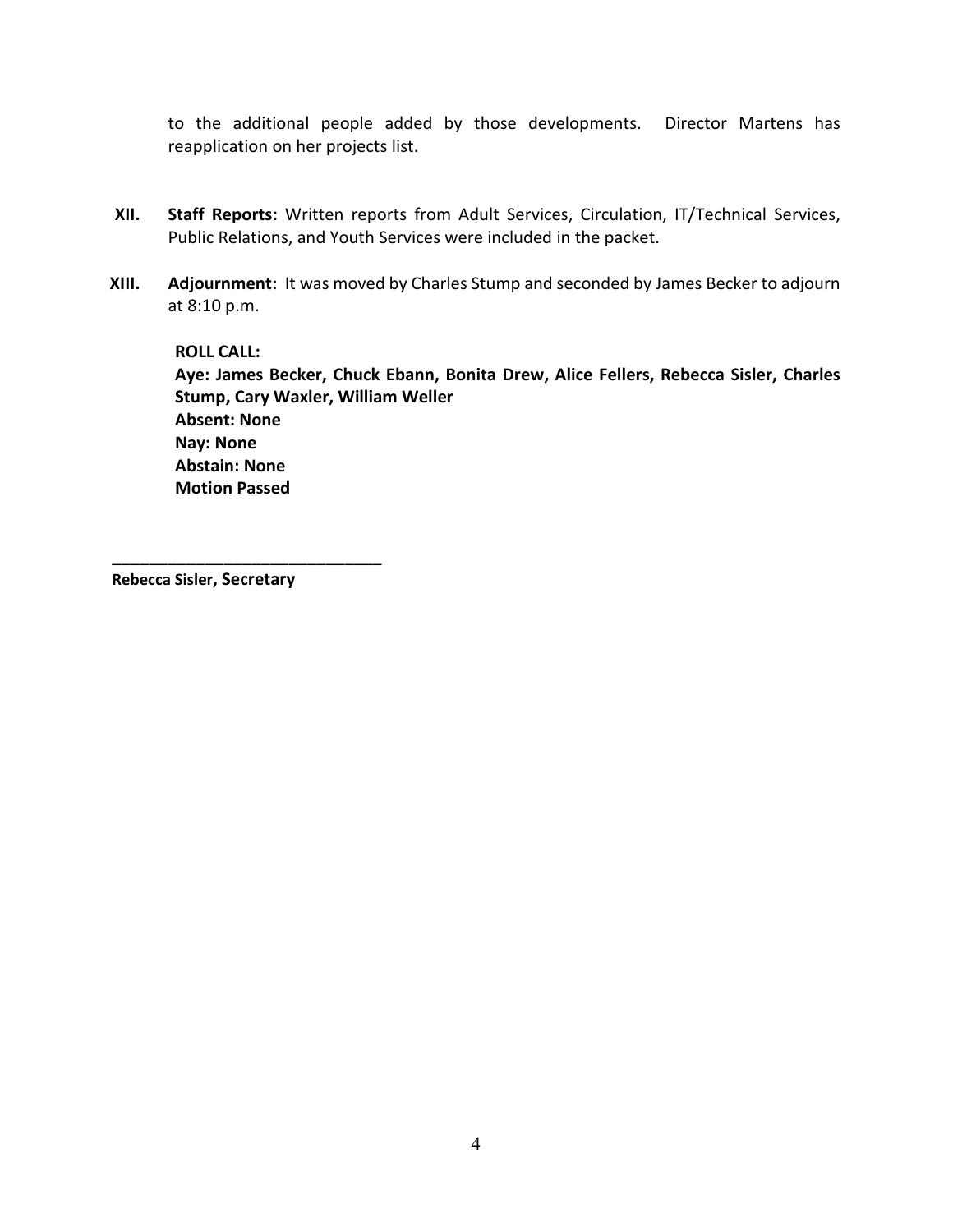to the additional people added by those developments. Director Martens has reapplication on her projects list.

**XII. Staff Reports:** Written reports from Adult Services, Circulation, IT/Technical Services, Public Relations, and Youth Services were included in the packet.

**XIII. Adjournment:** It was moved by Charles Stump and seconded by James Becker to adjourn at 8:10 p.m.

**ROLL CALL:**
**Aye: James Becker, Chuck Ebann, Bonita Drew, Alice Fellers, Rebecca Sisler, Charles Stump, Cary Waxler, William Weller**
**Absent: None**
**Nay: None**
**Abstain: None**
**Motion Passed**

______________________________
**Rebecca Sisler, Secretary**